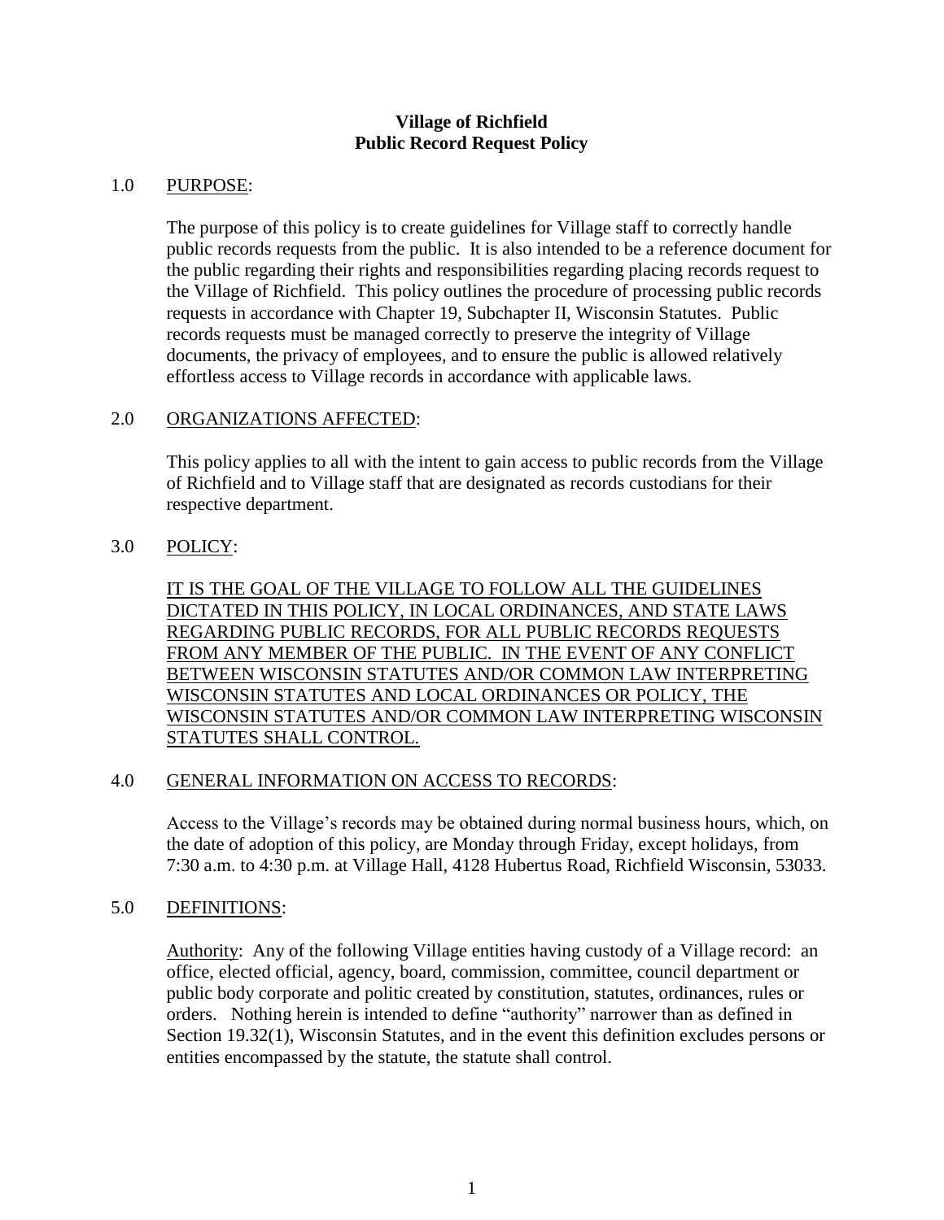# Village of Richfield
# Public Record Request Policy

## 1.0 PURPOSE:

The purpose of this policy is to create guidelines for Village staff to correctly handle public records requests from the public. It is also intended to be a reference document for the public regarding their rights and responsibilities regarding placing records request to the Village of Richfield. This policy outlines the procedure of processing public records requests in accordance with Chapter 19, Subchapter II, Wisconsin Statutes. Public records requests must be managed correctly to preserve the integrity of Village documents, the privacy of employees, and to ensure the public is allowed relatively effortless access to Village records in accordance with applicable laws.

## 2.0 ORGANIZATIONS AFFECTED:

This policy applies to all with the intent to gain access to public records from the Village of Richfield and to Village staff that are designated as records custodians for their respective department.

## 3.0 POLICY:

IT IS THE GOAL OF THE VILLAGE TO FOLLOW ALL THE GUIDELINES DICTATED IN THIS POLICY, IN LOCAL ORDINANCES, AND STATE LAWS REGARDING PUBLIC RECORDS, FOR ALL PUBLIC RECORDS REQUESTS FROM ANY MEMBER OF THE PUBLIC. IN THE EVENT OF ANY CONFLICT BETWEEN WISCONSIN STATUTES AND/OR COMMON LAW INTERPRETING WISCONSIN STATUTES AND LOCAL ORDINANCES OR POLICY, THE WISCONSIN STATUTES AND/OR COMMON LAW INTERPRETING WISCONSIN STATUTES SHALL CONTROL.

## 4.0 GENERAL INFORMATION ON ACCESS TO RECORDS:

Access to the Village's records may be obtained during normal business hours, which, on the date of adoption of this policy, are Monday through Friday, except holidays, from 7:30 a.m. to 4:30 p.m. at Village Hall, 4128 Hubertus Road, Richfield Wisconsin, 53033.

## 5.0 DEFINITIONS:

Authority: Any of the following Village entities having custody of a Village record: an office, elected official, agency, board, commission, committee, council department or public body corporate and politic created by constitution, statutes, ordinances, rules or orders. Nothing herein is intended to define "authority" narrower than as defined in Section 19.32(1), Wisconsin Statutes, and in the event this definition excludes persons or entities encompassed by the statute, the statute shall control.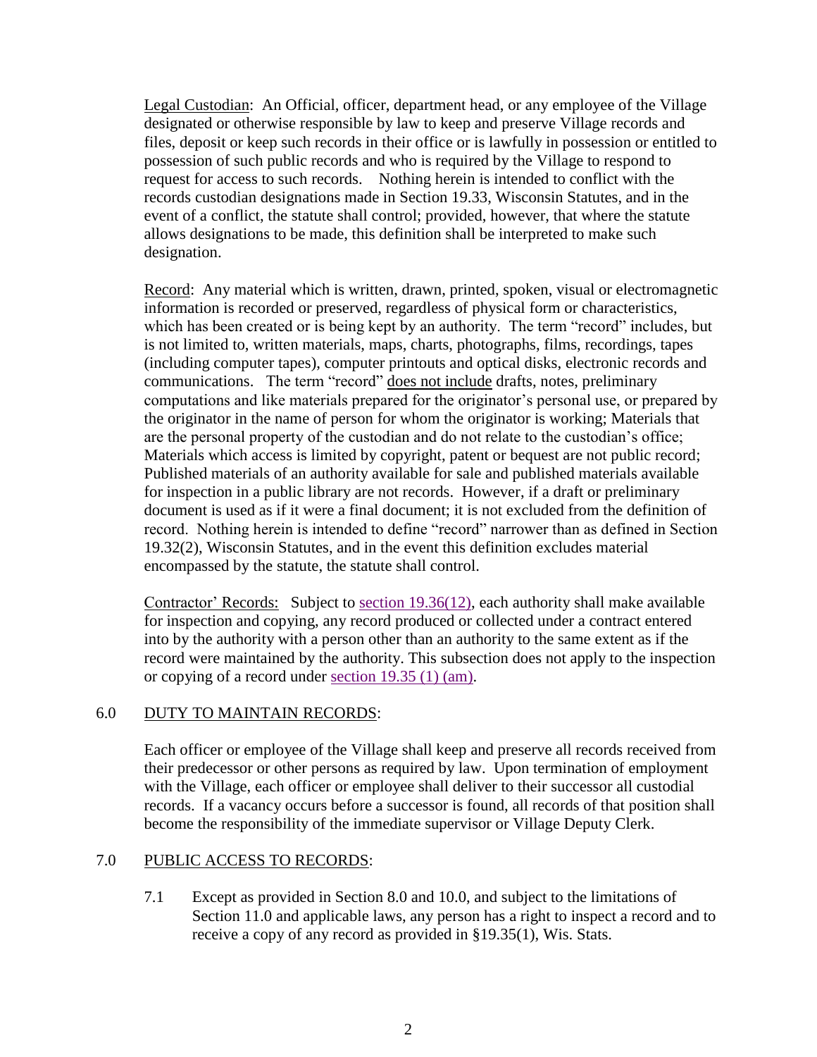Legal Custodian: An Official, officer, department head, or any employee of the Village designated or otherwise responsible by law to keep and preserve Village records and files, deposit or keep such records in their office or is lawfully in possession or entitled to possession of such public records and who is required by the Village to respond to request for access to such records. Nothing herein is intended to conflict with the records custodian designations made in Section 19.33, Wisconsin Statutes, and in the event of a conflict, the statute shall control; provided, however, that where the statute allows designations to be made, this definition shall be interpreted to make such designation.

Record: Any material which is written, drawn, printed, spoken, visual or electromagnetic information is recorded or preserved, regardless of physical form or characteristics, which has been created or is being kept by an authority. The term "record" includes, but is not limited to, written materials, maps, charts, photographs, films, recordings, tapes (including computer tapes), computer printouts and optical disks, electronic records and communications. The term "record" does not include drafts, notes, preliminary computations and like materials prepared for the originator's personal use, or prepared by the originator in the name of person for whom the originator is working; Materials that are the personal property of the custodian and do not relate to the custodian's office; Materials which access is limited by copyright, patent or bequest are not public record; Published materials of an authority available for sale and published materials available for inspection in a public library are not records. However, if a draft or preliminary document is used as if it were a final document; it is not excluded from the definition of record. Nothing herein is intended to define "record" narrower than as defined in Section 19.32(2), Wisconsin Statutes, and in the event this definition excludes material encompassed by the statute, the statute shall control.

Contractor' Records: Subject to section 19.36(12), each authority shall make available for inspection and copying, any record produced or collected under a contract entered into by the authority with a person other than an authority to the same extent as if the record were maintained by the authority. This subsection does not apply to the inspection or copying of a record under section 19.35 (1) (am).

## 6.0 DUTY TO MAINTAIN RECORDS:

Each officer or employee of the Village shall keep and preserve all records received from their predecessor or other persons as required by law. Upon termination of employment with the Village, each officer or employee shall deliver to their successor all custodial records. If a vacancy occurs before a successor is found, all records of that position shall become the responsibility of the immediate supervisor or Village Deputy Clerk.

## 7.0 PUBLIC ACCESS TO RECORDS:

7.1 Except as provided in Section 8.0 and 10.0, and subject to the limitations of Section 11.0 and applicable laws, any person has a right to inspect a record and to receive a copy of any record as provided in §19.35(1), Wis. Stats.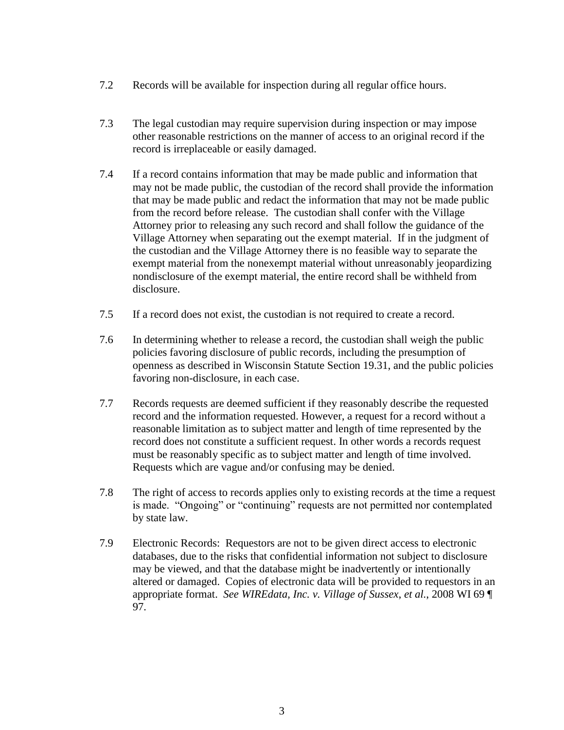7.2 Records will be available for inspection during all regular office hours.

7.3 The legal custodian may require supervision during inspection or may impose other reasonable restrictions on the manner of access to an original record if the record is irreplaceable or easily damaged.

7.4 If a record contains information that may be made public and information that may not be made public, the custodian of the record shall provide the information that may be made public and redact the information that may not be made public from the record before release. The custodian shall confer with the Village Attorney prior to releasing any such record and shall follow the guidance of the Village Attorney when separating out the exempt material. If in the judgment of the custodian and the Village Attorney there is no feasible way to separate the exempt material from the nonexempt material without unreasonably jeopardizing nondisclosure of the exempt material, the entire record shall be withheld from disclosure.

7.5 If a record does not exist, the custodian is not required to create a record.

7.6 In determining whether to release a record, the custodian shall weigh the public policies favoring disclosure of public records, including the presumption of openness as described in Wisconsin Statute Section 19.31, and the public policies favoring non-disclosure, in each case.

7.7 Records requests are deemed sufficient if they reasonably describe the requested record and the information requested. However, a request for a record without a reasonable limitation as to subject matter and length of time represented by the record does not constitute a sufficient request. In other words a records request must be reasonably specific as to subject matter and length of time involved. Requests which are vague and/or confusing may be denied.

7.8 The right of access to records applies only to existing records at the time a request is made. "Ongoing" or "continuing" requests are not permitted nor contemplated by state law.

7.9 Electronic Records: Requestors are not to be given direct access to electronic databases, due to the risks that confidential information not subject to disclosure may be viewed, and that the database might be inadvertently or intentionally altered or damaged. Copies of electronic data will be provided to requestors in an appropriate format. *See WIREdata, Inc. v. Village of Sussex, et al.*, 2008 WI 69 ¶ 97.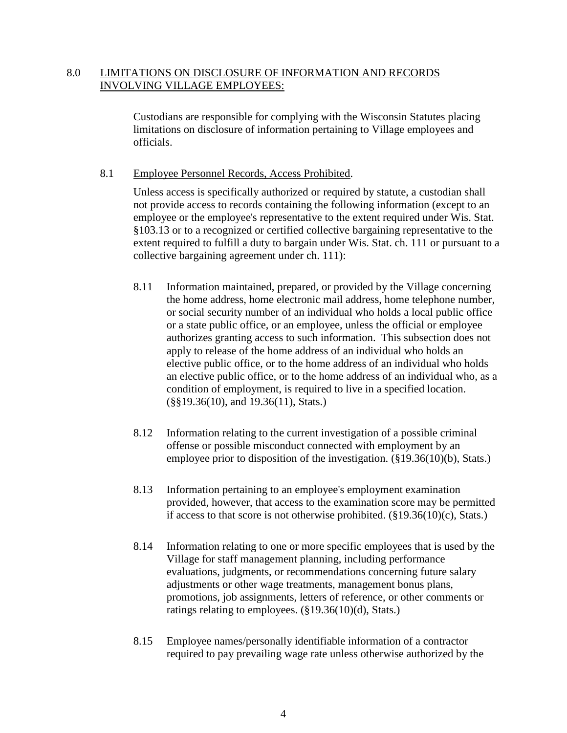## 8.0 LIMITATIONS ON DISCLOSURE OF INFORMATION AND RECORDS INVOLVING VILLAGE EMPLOYEES:

Custodians are responsible for complying with the Wisconsin Statutes placing limitations on disclosure of information pertaining to Village employees and officials.

### 8.1 Employee Personnel Records, Access Prohibited.

Unless access is specifically authorized or required by statute, a custodian shall not provide access to records containing the following information (except to an employee or the employee's representative to the extent required under Wis. Stat. §103.13 or to a recognized or certified collective bargaining representative to the extent required to fulfill a duty to bargain under Wis. Stat. ch. 111 or pursuant to a collective bargaining agreement under ch. 111):

8.11 Information maintained, prepared, or provided by the Village concerning the home address, home electronic mail address, home telephone number, or social security number of an individual who holds a local public office or a state public office, or an employee, unless the official or employee authorizes granting access to such information. This subsection does not apply to release of the home address of an individual who holds an elective public office, or to the home address of an individual who holds an elective public office, or to the home address of an individual who, as a condition of employment, is required to live in a specified location. (§§19.36(10), and 19.36(11), Stats.)

8.12 Information relating to the current investigation of a possible criminal offense or possible misconduct connected with employment by an employee prior to disposition of the investigation. (§19.36(10)(b), Stats.)

8.13 Information pertaining to an employee's employment examination provided, however, that access to the examination score may be permitted if access to that score is not otherwise prohibited. (§19.36(10)(c), Stats.)

8.14 Information relating to one or more specific employees that is used by the Village for staff management planning, including performance evaluations, judgments, or recommendations concerning future salary adjustments or other wage treatments, management bonus plans, promotions, job assignments, letters of reference, or other comments or ratings relating to employees. (§19.36(10)(d), Stats.)

8.15 Employee names/personally identifiable information of a contractor required to pay prevailing wage rate unless otherwise authorized by the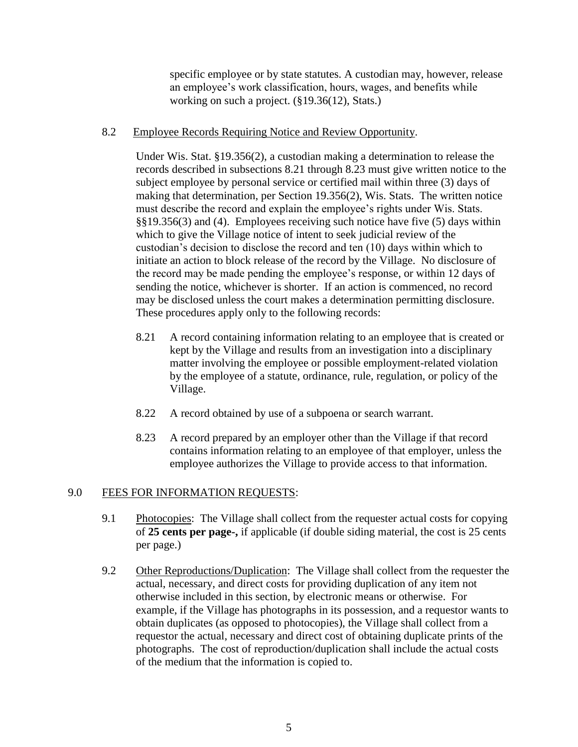specific employee or by state statutes. A custodian may, however, release an employee's work classification, hours, wages, and benefits while working on such a project. (§19.36(12), Stats.)

8.2 Employee Records Requiring Notice and Review Opportunity.

Under Wis. Stat. §19.356(2), a custodian making a determination to release the records described in subsections 8.21 through 8.23 must give written notice to the subject employee by personal service or certified mail within three (3) days of making that determination, per Section 19.356(2), Wis. Stats. The written notice must describe the record and explain the employee's rights under Wis. Stats. §§19.356(3) and (4). Employees receiving such notice have five (5) days within which to give the Village notice of intent to seek judicial review of the custodian's decision to disclose the record and ten (10) days within which to initiate an action to block release of the record by the Village. No disclosure of the record may be made pending the employee's response, or within 12 days of sending the notice, whichever is shorter. If an action is commenced, no record may be disclosed unless the court makes a determination permitting disclosure. These procedures apply only to the following records:

8.21 A record containing information relating to an employee that is created or kept by the Village and results from an investigation into a disciplinary matter involving the employee or possible employment-related violation by the employee of a statute, ordinance, rule, regulation, or policy of the Village.

8.22 A record obtained by use of a subpoena or search warrant.

8.23 A record prepared by an employer other than the Village if that record contains information relating to an employee of that employer, unless the employee authorizes the Village to provide access to that information.

9.0 FEES FOR INFORMATION REQUESTS:

9.1 Photocopies: The Village shall collect from the requester actual costs for copying of **25 cents per page-,** if applicable (if double siding material, the cost is 25 cents per page.)

9.2 Other Reproductions/Duplication: The Village shall collect from the requester the actual, necessary, and direct costs for providing duplication of any item not otherwise included in this section, by electronic means or otherwise. For example, if the Village has photographs in its possession, and a requestor wants to obtain duplicates (as opposed to photocopies), the Village shall collect from a requestor the actual, necessary and direct cost of obtaining duplicate prints of the photographs. The cost of reproduction/duplication shall include the actual costs of the medium that the information is copied to.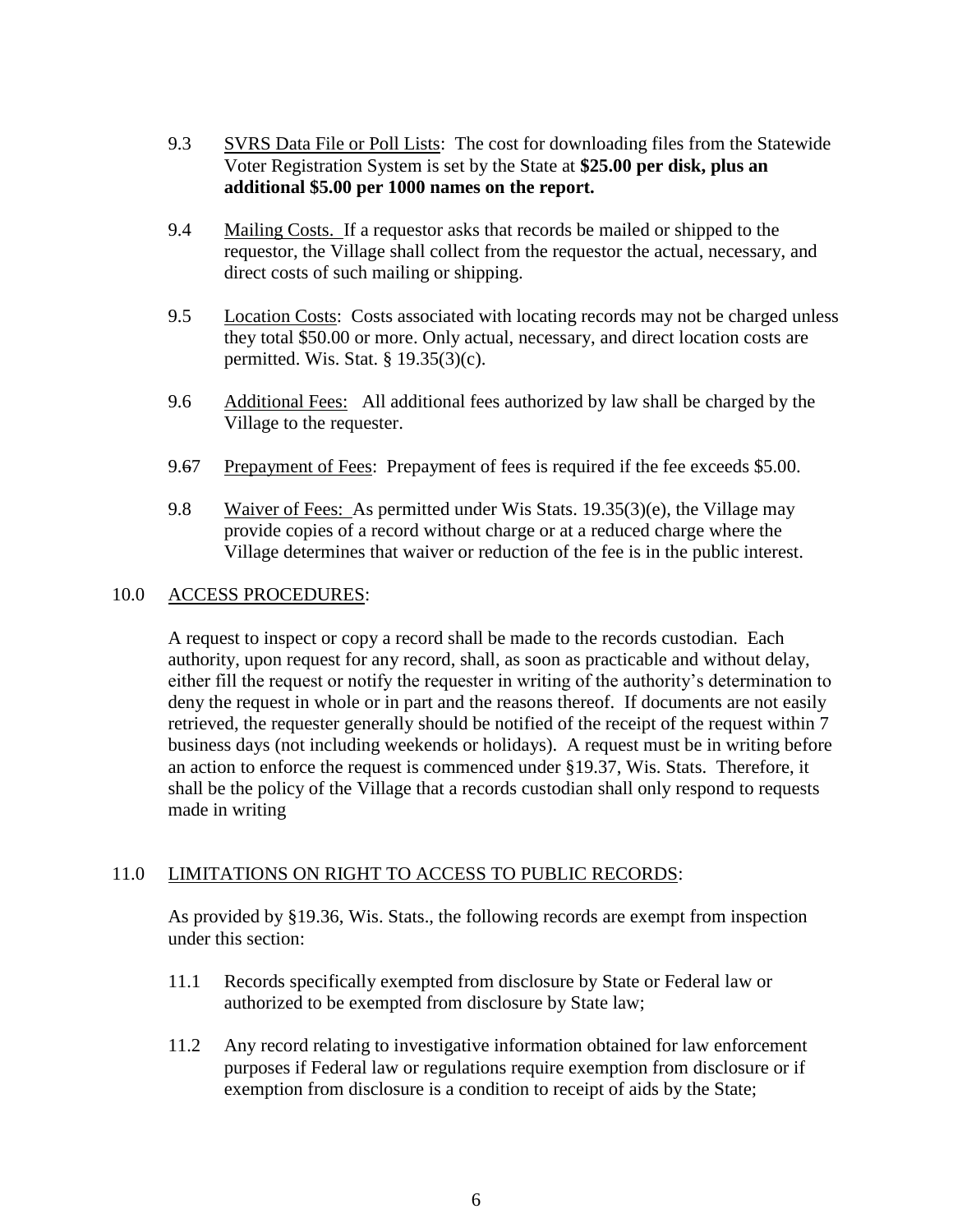9.3 SVRS Data File or Poll Lists: The cost for downloading files from the Statewide Voter Registration System is set by the State at **$25.00 per disk, plus an additional $5.00 per 1000 names on the report.**

9.4 Mailing Costs. If a requestor asks that records be mailed or shipped to the requestor, the Village shall collect from the requestor the actual, necessary, and direct costs of such mailing or shipping.

9.5 Location Costs: Costs associated with locating records may not be charged unless they total $50.00 or more. Only actual, necessary, and direct location costs are permitted. Wis. Stat. § 19.35(3)(c).

9.6 Additional Fees: All additional fees authorized by law shall be charged by the Village to the requester.

9.67 Prepayment of Fees: Prepayment of fees is required if the fee exceeds $5.00.

9.8 Waiver of Fees: As permitted under Wis Stats. 19.35(3)(e), the Village may provide copies of a record without charge or at a reduced charge where the Village determines that waiver or reduction of the fee is in the public interest.

## 10.0 ACCESS PROCEDURES:

A request to inspect or copy a record shall be made to the records custodian. Each authority, upon request for any record, shall, as soon as practicable and without delay, either fill the request or notify the requester in writing of the authority's determination to deny the request in whole or in part and the reasons thereof. If documents are not easily retrieved, the requester generally should be notified of the receipt of the request within 7 business days (not including weekends or holidays). A request must be in writing before an action to enforce the request is commenced under §19.37, Wis. Stats. Therefore, it shall be the policy of the Village that a records custodian shall only respond to requests made in writing

## 11.0 LIMITATIONS ON RIGHT TO ACCESS TO PUBLIC RECORDS:

As provided by §19.36, Wis. Stats., the following records are exempt from inspection under this section:

11.1 Records specifically exempted from disclosure by State or Federal law or authorized to be exempted from disclosure by State law;

11.2 Any record relating to investigative information obtained for law enforcement purposes if Federal law or regulations require exemption from disclosure or if exemption from disclosure is a condition to receipt of aids by the State;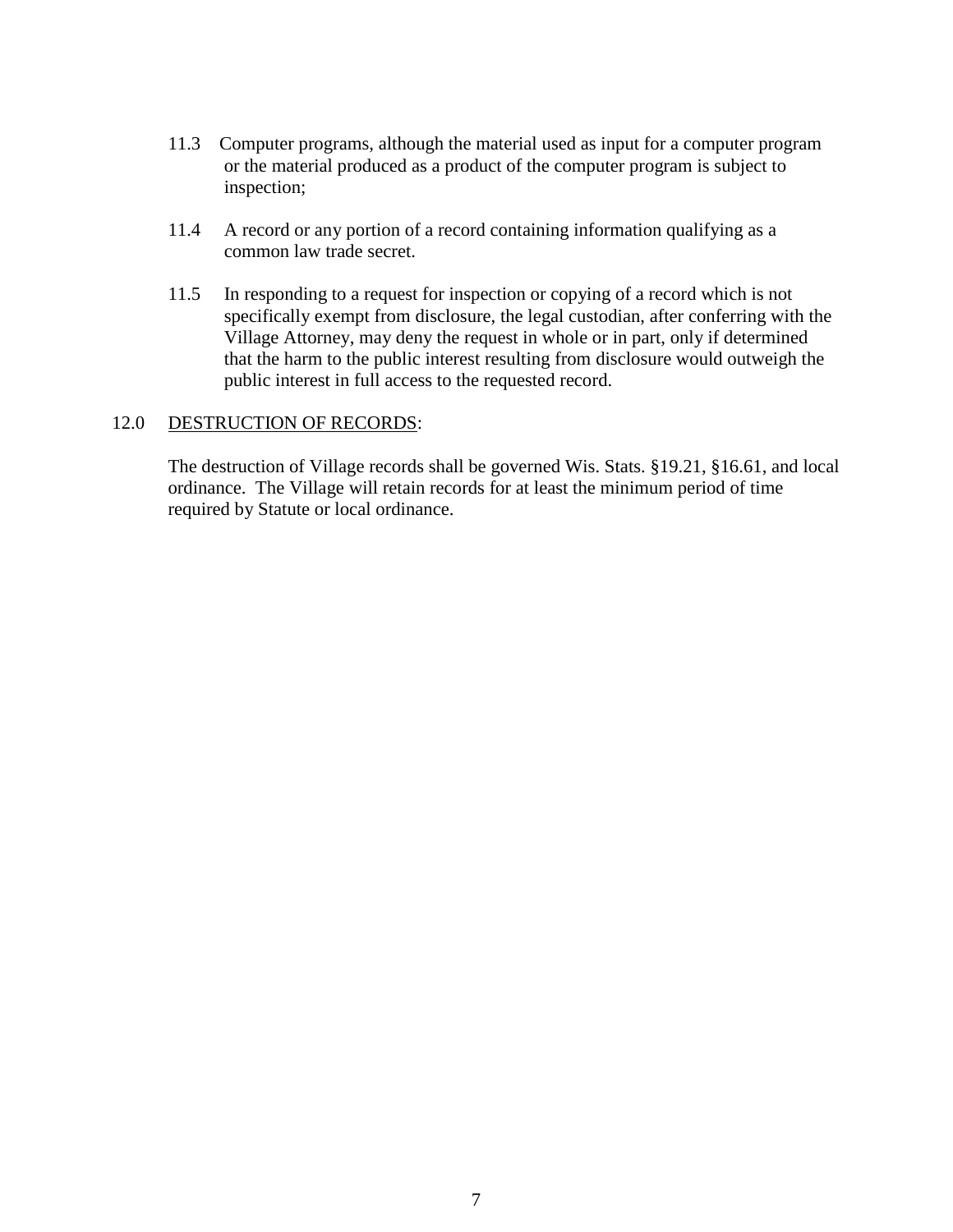11.3 Computer programs, although the material used as input for a computer program or the material produced as a product of the computer program is subject to inspection;

11.4 A record or any portion of a record containing information qualifying as a common law trade secret.

11.5 In responding to a request for inspection or copying of a record which is not specifically exempt from disclosure, the legal custodian, after conferring with the Village Attorney, may deny the request in whole or in part, only if determined that the harm to the public interest resulting from disclosure would outweigh the public interest in full access to the requested record.

12.0 <u>DESTRUCTION OF RECORDS</u>:

The destruction of Village records shall be governed Wis. Stats. §19.21, §16.61, and local ordinance. The Village will retain records for at least the minimum period of time required by Statute or local ordinance.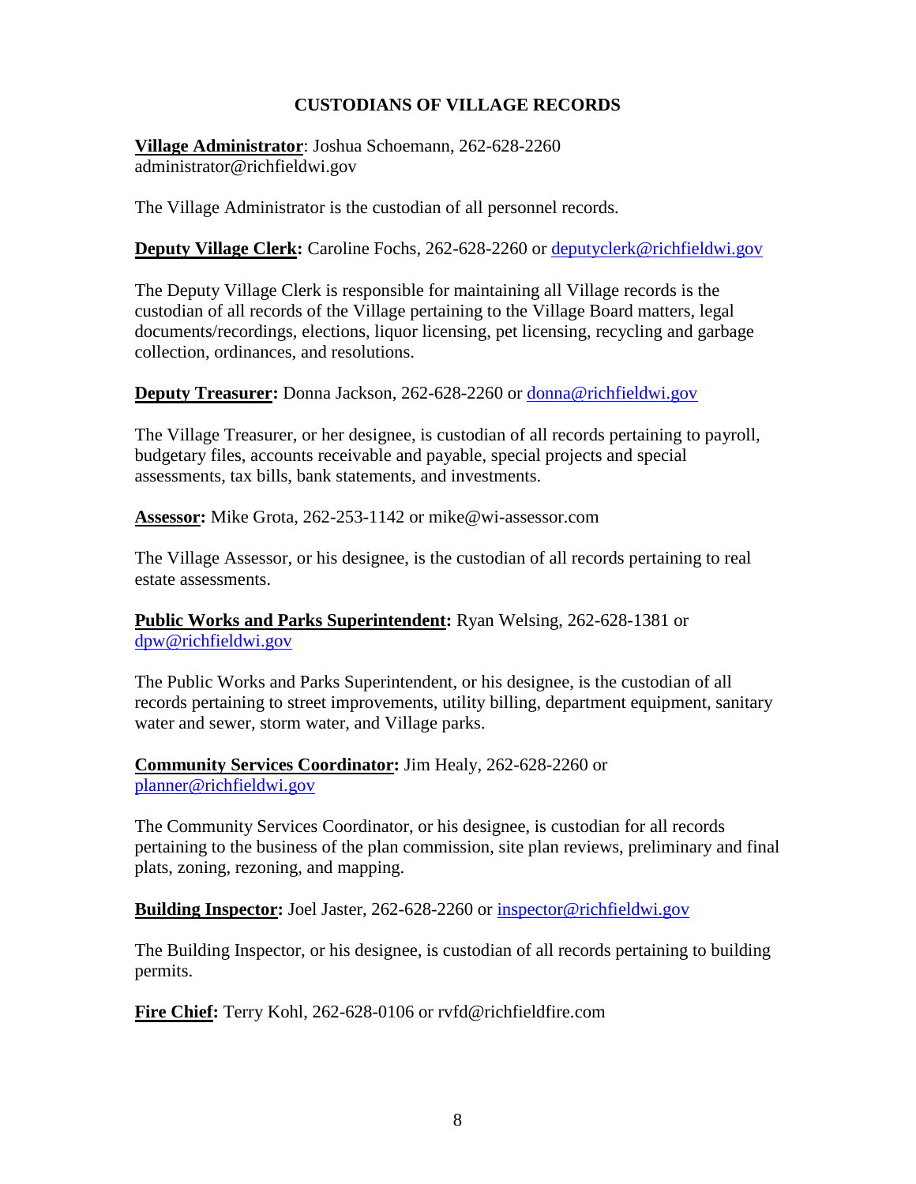## CUSTODIANS OF VILLAGE RECORDS

**Village Administrator**: Joshua Schoemann, 262-628-2260
administrator@richfieldwi.gov

The Village Administrator is the custodian of all personnel records.

**Deputy Village Clerk:** Caroline Fochs, 262-628-2260 or deputyclerk@richfieldwi.gov

The Deputy Village Clerk is responsible for maintaining all Village records is the custodian of all records of the Village pertaining to the Village Board matters, legal documents/recordings, elections, liquor licensing, pet licensing, recycling and garbage collection, ordinances, and resolutions.

**Deputy Treasurer:** Donna Jackson, 262-628-2260 or donna@richfieldwi.gov

The Village Treasurer, or her designee, is custodian of all records pertaining to payroll, budgetary files, accounts receivable and payable, special projects and special assessments, tax bills, bank statements, and investments.

**Assessor:** Mike Grota, 262-253-1142 or mike@wi-assessor.com

The Village Assessor, or his designee, is the custodian of all records pertaining to real estate assessments.

**Public Works and Parks Superintendent:** Ryan Welsing, 262-628-1381 or dpw@richfieldwi.gov

The Public Works and Parks Superintendent, or his designee, is the custodian of all records pertaining to street improvements, utility billing, department equipment, sanitary water and sewer, storm water, and Village parks.

**Community Services Coordinator:** Jim Healy, 262-628-2260 or planner@richfieldwi.gov

The Community Services Coordinator, or his designee, is custodian for all records pertaining to the business of the plan commission, site plan reviews, preliminary and final plats, zoning, rezoning, and mapping.

**Building Inspector:** Joel Jaster, 262-628-2260 or inspector@richfieldwi.gov

The Building Inspector, or his designee, is custodian of all records pertaining to building permits.

**Fire Chief:** Terry Kohl, 262-628-0106 or rvfd@richfieldfire.com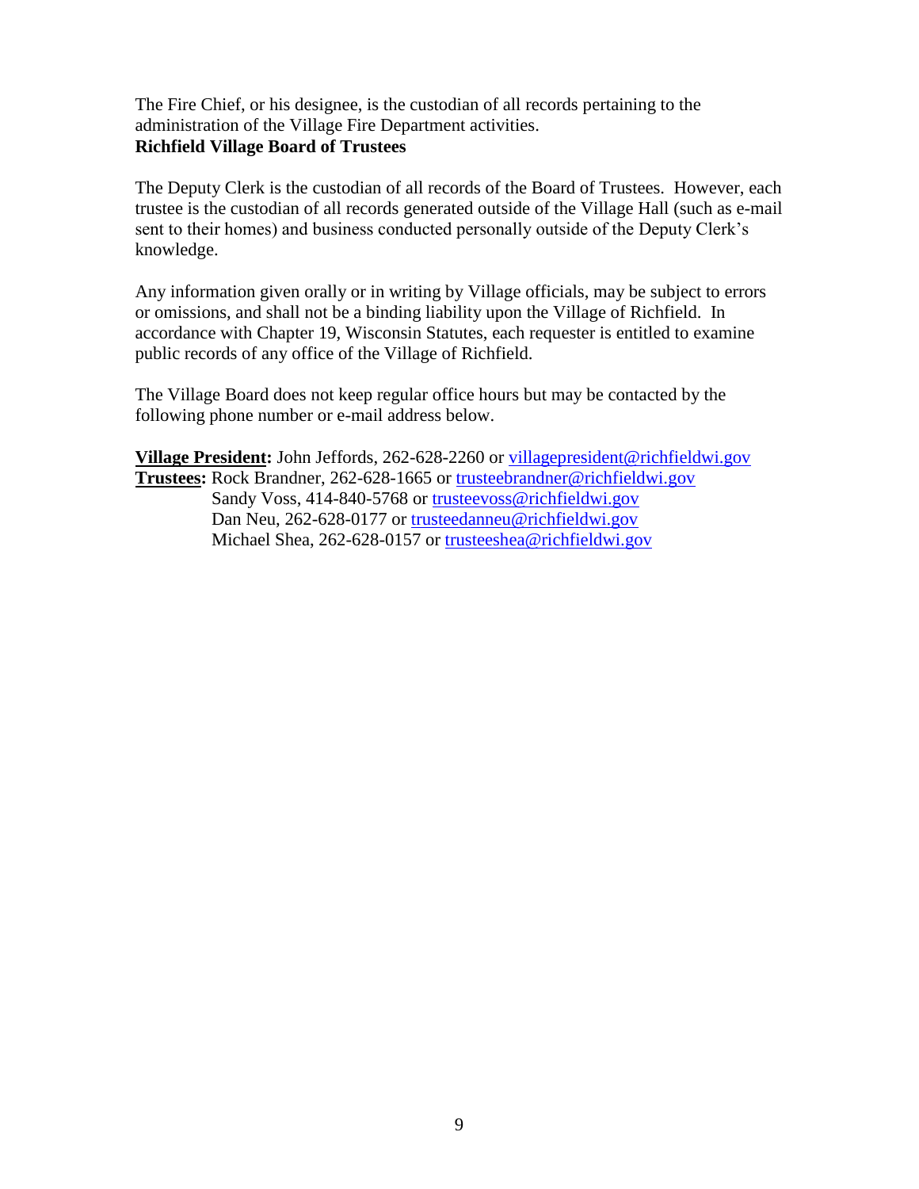The Fire Chief, or his designee, is the custodian of all records pertaining to the administration of the Village Fire Department activities.

**Richfield Village Board of Trustees**

The Deputy Clerk is the custodian of all records of the Board of Trustees. However, each trustee is the custodian of all records generated outside of the Village Hall (such as e-mail sent to their homes) and business conducted personally outside of the Deputy Clerk's knowledge.

Any information given orally or in writing by Village officials, may be subject to errors or omissions, and shall not be a binding liability upon the Village of Richfield. In accordance with Chapter 19, Wisconsin Statutes, each requester is entitled to examine public records of any office of the Village of Richfield.

The Village Board does not keep regular office hours but may be contacted by the following phone number or e-mail address below.

**Village President:** John Jeffords, 262-628-2260 or villagepresident@richfieldwi.gov

**Trustees:** Rock Brandner, 262-628-1665 or trusteebrandner@richfieldwi.gov
Sandy Voss, 414-840-5768 or trusteevoss@richfieldwi.gov
Dan Neu, 262-628-0177 or trusteedanneu@richfieldwi.gov
Michael Shea, 262-628-0157 or trusteeshea@richfieldwi.gov